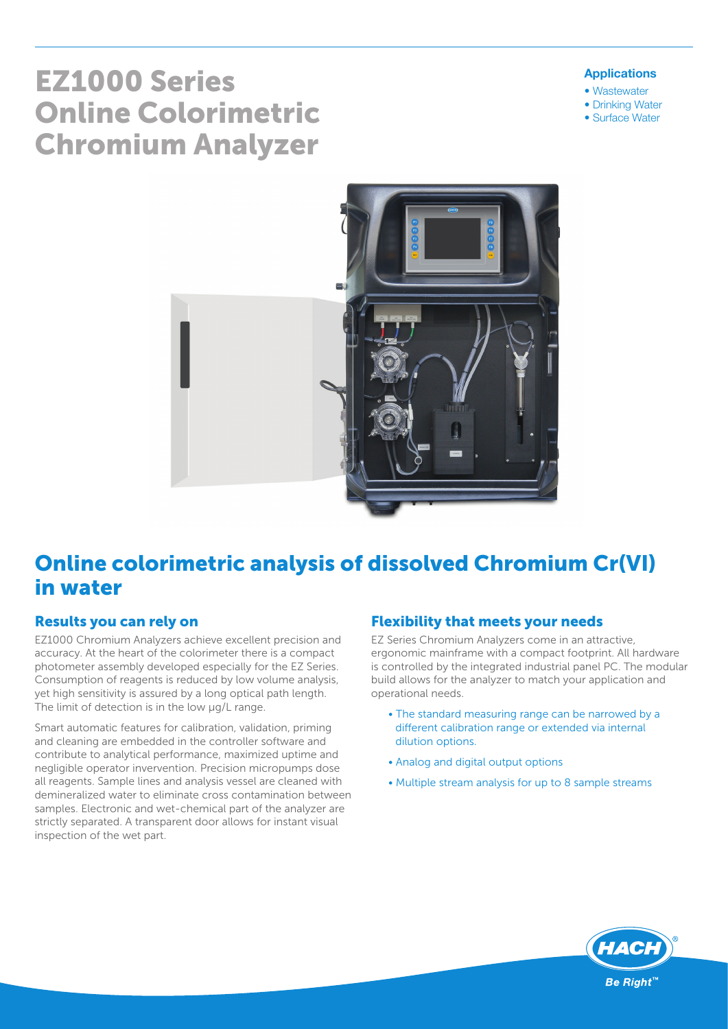# EZ1000 Series Online Colorimetric Chromium Analyzer

**Applications**

- Wastewater
- Drinking Water
- Surface Water

## Online colorimetric analysis of dissolved Chromium Cr(VI) in water

### Results you can rely on

EZ1000 Chromium Analyzers achieve excellent precision and accuracy. At the heart of the colorimeter there is a compact photometer assembly developed especially for the EZ Series. Consumption of reagents is reduced by low volume analysis, yet high sensitivity is assured by a long optical path length. The limit of detection is in the low µg/L range.

Smart automatic features for calibration, validation, priming and cleaning are embedded in the controller software and contribute to analytical performance, maximized uptime and negligible operator invervention. Precision micropumps dose all reagents. Sample lines and analysis vessel are cleaned with demineralized water to eliminate cross contamination between samples. Electronic and wet-chemical part of the analyzer are strictly separated. A transparent door allows for instant visual inspection of the wet part.

### Flexibility that meets your needs

EZ Series Chromium Analyzers come in an attractive, ergonomic mainframe with a compact footprint. All hardware is controlled by the integrated industrial panel PC. The modular build allows for the analyzer to match your application and operational needs.

- The standard measuring range can be narrowed by a different calibration range or extended via internal dilution options.
- Analog and digital output options
- Multiple stream analysis for up to 8 sample streams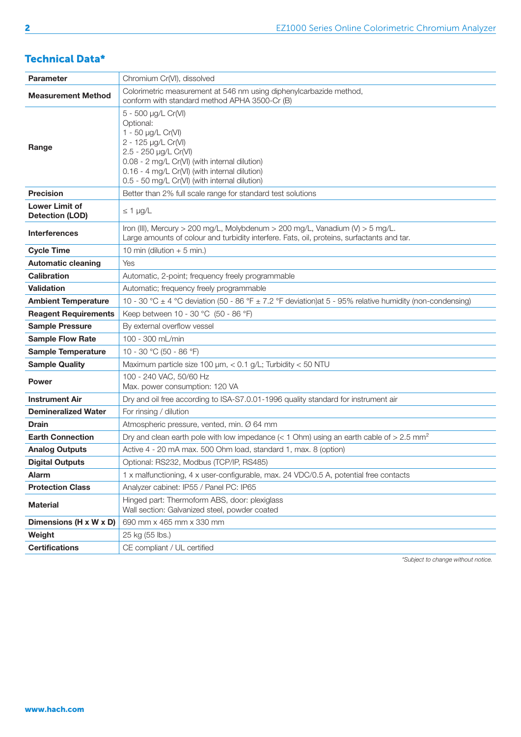## Technical Data*

| Parameter | Chromium Cr(VI), dissolved |
|---|---|
| **Measurement Method** | Colorimetric measurement at 546 nm using diphenylcarbazide method, conform with standard method APHA 3500-Cr (B) |
| **Range** | 5 - 500 µg/L Cr(VI)<br>Optional:<br>1 - 50 µg/L Cr(VI)<br>2 - 125 µg/L Cr(VI)<br>2.5 - 250 µg/L Cr(VI)<br>0.08 - 2 mg/L Cr(VI) (with internal dilution)<br>0.16 - 4 mg/L Cr(VI) (with internal dilution)<br>0.5 - 50 mg/L Cr(VI) (with internal dilution) |
| **Precision** | Better than 2% full scale range for standard test solutions |
| **Lower Limit of Detection (LOD)** | ≤ 1 µg/L |
| **Interferences** | Iron (III), Mercury > 200 mg/L, Molybdenum > 200 mg/L, Vanadium (V) > 5 mg/L.<br>Large amounts of colour and turbidity interfere. Fats, oil, proteins, surfactants and tar. |
| **Cycle Time** | 10 min (dilution + 5 min.) |
| **Automatic cleaning** | Yes |
| **Calibration** | Automatic, 2-point; frequency freely programmable |
| **Validation** | Automatic; frequency freely programmable |
| **Ambient Temperature** | 10 - 30 °C ± 4 °C deviation (50 - 86 °F ± 7.2 °F deviation)at 5 - 95% relative humidity (non-condensing) |
| **Reagent Requirements** | Keep between 10 - 30 °C (50 - 86 °F) |
| **Sample Pressure** | By external overflow vessel |
| **Sample Flow Rate** | 100 - 300 mL/min |
| **Sample Temperature** | 10 - 30 °C (50 - 86 °F) |
| **Sample Quality** | Maximum particle size 100 µm, < 0.1 g/L; Turbidity < 50 NTU |
| **Power** | 100 - 240 VAC, 50/60 Hz<br>Max. power consumption: 120 VA |
| **Instrument Air** | Dry and oil free according to ISA-S7.0.01-1996 quality standard for instrument air |
| **Demineralized Water** | For rinsing / dilution |
| **Drain** | Atmospheric pressure, vented, min. Ø 64 mm |
| **Earth Connection** | Dry and clean earth pole with low impedance (< 1 Ohm) using an earth cable of > 2.5 $mm^2$ |
| **Analog Outputs** | Active 4 - 20 mA max. 500 Ohm load, standard 1, max. 8 (option) |
| **Digital Outputs** | Optional: RS232, Modbus (TCP/IP, RS485) |
| **Alarm** | 1 x malfunctioning, 4 x user-configurable, max. 24 VDC/0.5 A, potential free contacts |
| **Protection Class** | Analyzer cabinet: IP55 / Panel PC: IP65 |
| **Material** | Hinged part: Thermoform ABS, door: plexiglass<br>Wall section: Galvanized steel, powder coated |
| **Dimensions (H x W x D)** | 690 mm x 465 mm x 330 mm |
| **Weight** | 25 kg (55 lbs.) |
| **Certifications** | CE compliant / UL certified |

*\*Subject to change without notice.*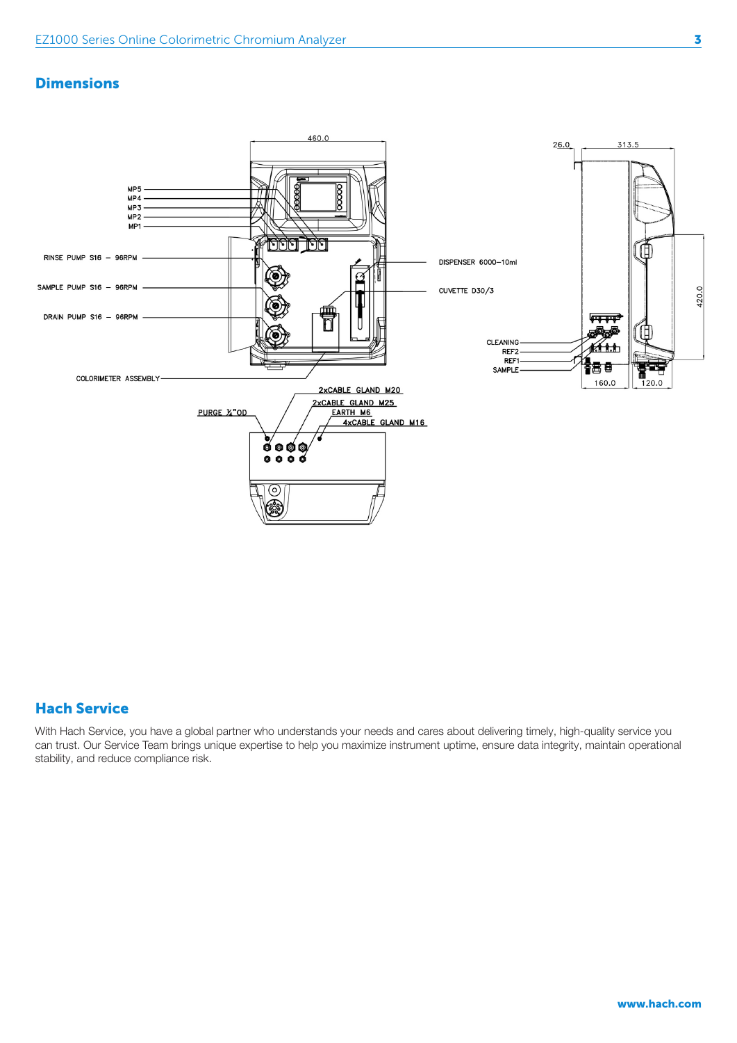## Dimensions

MP5
MP4
MP3
MP2
MP1

RINSE PUMP S16 – 96RPM

SAMPLE PUMP S16 – 96RPM

DRAIN PUMP S16 – 96RPM

COLORIMETER ASSEMBLY

460.0

DISPENSER 6000–10ml

CUVETTE D30/3

26.0

313.5

420.0

CLEANING
REF2
REF1
SAMPLE

160.0

120.0

2xCABLE GLAND M20
2xCABLE GLAND M25
EARTH M6
4xCABLE GLAND M16
PURGE ¼"OD

## Hach Service

With Hach Service, you have a global partner who understands your needs and cares about delivering timely, high-quality service you can trust. Our Service Team brings unique expertise to help you maximize instrument uptime, ensure data integrity, maintain operational stability, and reduce compliance risk.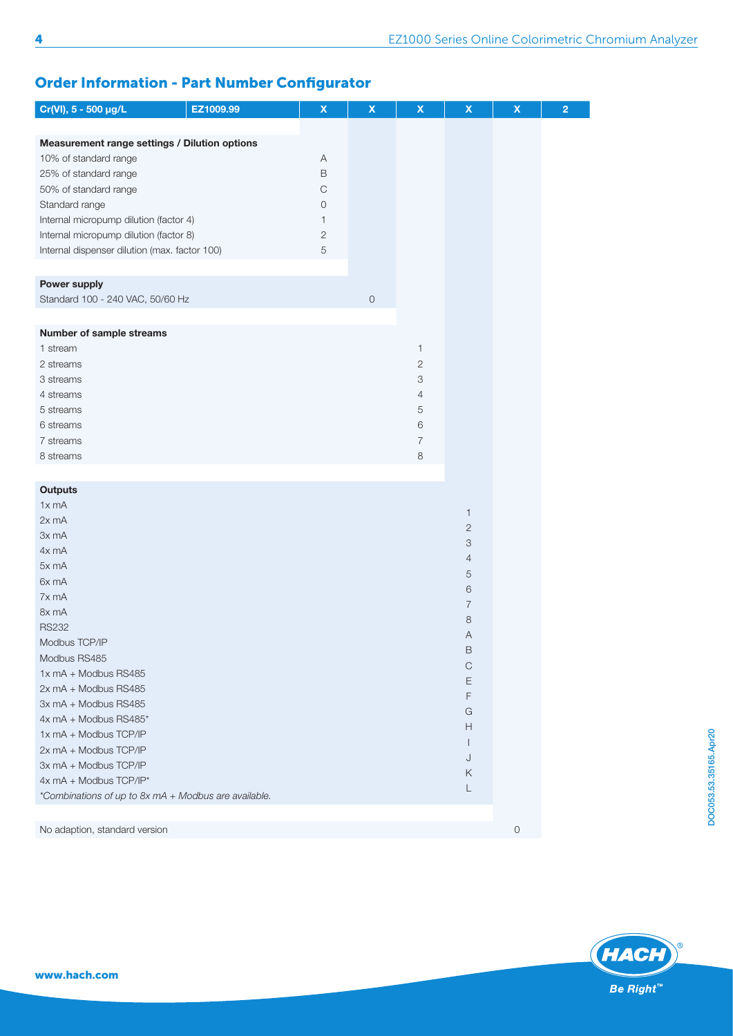## Order Information - Part Number Configurator

| Cr(VI), 5 - 500 µg/L | EZ1009.99 | X | X | X | X | X | 2 |
|---|---|---|---|---|---|---|---|
| **Measurement range settings / Dilution options** | | | | | | | |
| 10% of standard range | | A | | | | | |
| 25% of standard range | | B | | | | | |
| 50% of standard range | | C | | | | | |
| Standard range | | 0 | | | | | |
| Internal micropump dilution (factor 4) | | 1 | | | | | |
| Internal micropump dilution (factor 8) | | 2 | | | | | |
| Internal dispenser dilution (max. factor 100) | | 5 | | | | | |
| **Power supply** | | | | | | | |
| Standard 100 - 240 VAC, 50/60 Hz | | | 0 | | | | |
| **Number of sample streams** | | | | | | | |
| 1 stream | | | | 1 | | | |
| 2 streams | | | | 2 | | | |
| 3 streams | | | | 3 | | | |
| 4 streams | | | | 4 | | | |
| 5 streams | | | | 5 | | | |
| 6 streams | | | | 6 | | | |
| 7 streams | | | | 7 | | | |
| 8 streams | | | | 8 | | | |
| **Outputs** | | | | | | | |
| 1x mA | | | | | 1 | | |
| 2x mA | | | | | 2 | | |
| 3x mA | | | | | 3 | | |
| 4x mA | | | | | 4 | | |
| 5x mA | | | | | 5 | | |
| 6x mA | | | | | 6 | | |
| 7x mA | | | | | 7 | | |
| 8x mA | | | | | 8 | | |
| RS232 | | | | | A | | |
| Modbus TCP/IP | | | | | B | | |
| Modbus RS485 | | | | | C | | |
| 1x mA + Modbus RS485 | | | | | E | | |
| 2x mA + Modbus RS485 | | | | | F | | |
| 3x mA + Modbus RS485 | | | | | G | | |
| 4x mA + Modbus RS485* | | | | | H | | |
| 1x mA + Modbus TCP/IP | | | | | I | | |
| 2x mA + Modbus TCP/IP | | | | | J | | |
| 3x mA + Modbus TCP/IP | | | | | K | | |
| 4x mA + Modbus TCP/IP* | | | | | L | | |
| *Combinations of up to 8x mA + Modbus are available.* | | | | | | | |
| No adaption, standard version | | | | | | 0 | |

www.hach.com

DOC053.53.35165.Apr20